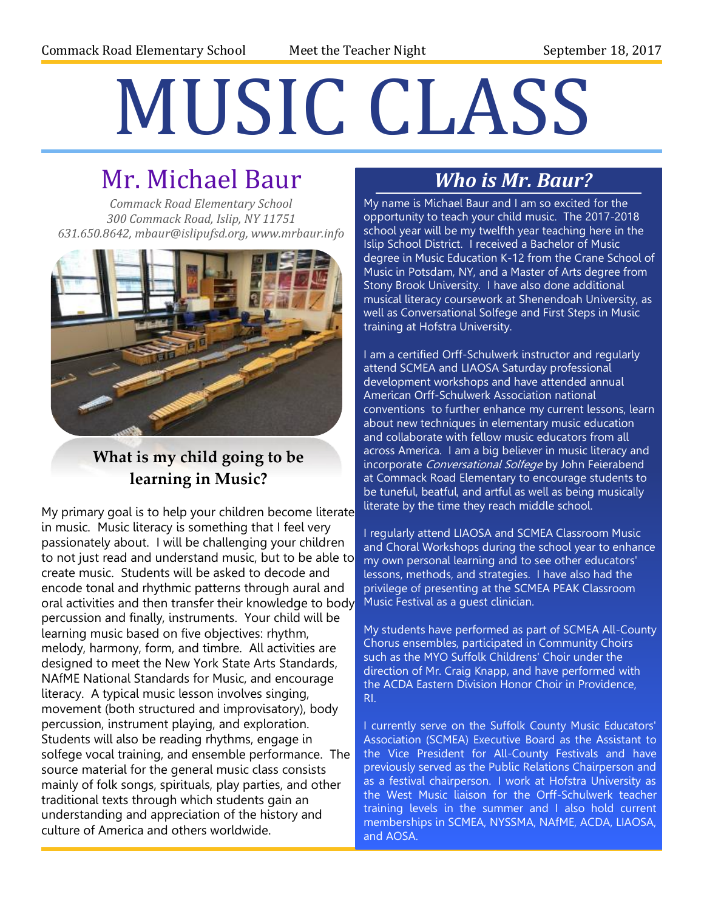Commack Road Elementary School — Meet the Teacher Night — September 18, 2017

# MUSIC CLASS

## Mr. Michael Baur

*Commack Road Elementary School*
*300 Commack Road, Islip, NY 11751*
*631.650.8642, mbaur@islipufsd.org, www.mrbaur.info*

### What is my child going to be learning in Music?

My primary goal is to help your children become literate in music. Music literacy is something that I feel very passionately about. I will be challenging your children to not just read and understand music, but to be able to create music. Students will be asked to decode and encode tonal and rhythmic patterns through aural and oral activities and then transfer their knowledge to body percussion and finally, instruments. Your child will be learning music based on five objectives: rhythm, melody, harmony, form, and timbre. All activities are designed to meet the New York State Arts Standards, NAfME National Standards for Music, and encourage literacy. A typical music lesson involves singing, movement (both structured and improvisatory), body percussion, instrument playing, and exploration. Students will also be reading rhythms, engage in solfege vocal training, and ensemble performance. The source material for the general music class consists mainly of folk songs, spirituals, play parties, and other traditional texts through which students gain an understanding and appreciation of the history and culture of America and others worldwide.

### *Who is Mr. Baur?*

My name is Michael Baur and I am so excited for the opportunity to teach your child music. The 2017-2018 school year will be my twelfth year teaching here in the Islip School District. I received a Bachelor of Music degree in Music Education K-12 from the Crane School of Music in Potsdam, NY, and a Master of Arts degree from Stony Brook University. I have also done additional musical literacy coursework at Shenendoah University, as well as Conversational Solfege and First Steps in Music training at Hofstra University.

I am a certified Orff-Schulwerk instructor and regularly attend SCMEA and LIAOSA Saturday professional development workshops and have attended annual American Orff-Schulwerk Association national conventions to further enhance my current lessons, learn about new techniques in elementary music education and collaborate with fellow music educators from all across America. I am a big believer in music literacy and incorporate *Conversational Solfege* by John Feierabend at Commack Road Elementary to encourage students to be tuneful, beatful, and artful as well as being musically literate by the time they reach middle school.

I regularly attend LIAOSA and SCMEA Classroom Music and Choral Workshops during the school year to enhance my own personal learning and to see other educators' lessons, methods, and strategies. I have also had the privilege of presenting at the SCMEA PEAK Classroom Music Festival as a guest clinician.

My students have performed as part of SCMEA All-County Chorus ensembles, participated in Community Choirs such as the MYO Suffolk Childrens' Choir under the direction of Mr. Craig Knapp, and have performed with the ACDA Eastern Division Honor Choir in Providence, RI.

I currently serve on the Suffolk County Music Educators' Association (SCMEA) Executive Board as the Assistant to the Vice President for All-County Festivals and have previously served as the Public Relations Chairperson and as a festival chairperson. I work at Hofstra University as the West Music liaison for the Orff-Schulwerk teacher training levels in the summer and I also hold current memberships in SCMEA, NYSSMA, NAfME, ACDA, LIAOSA, and AOSA.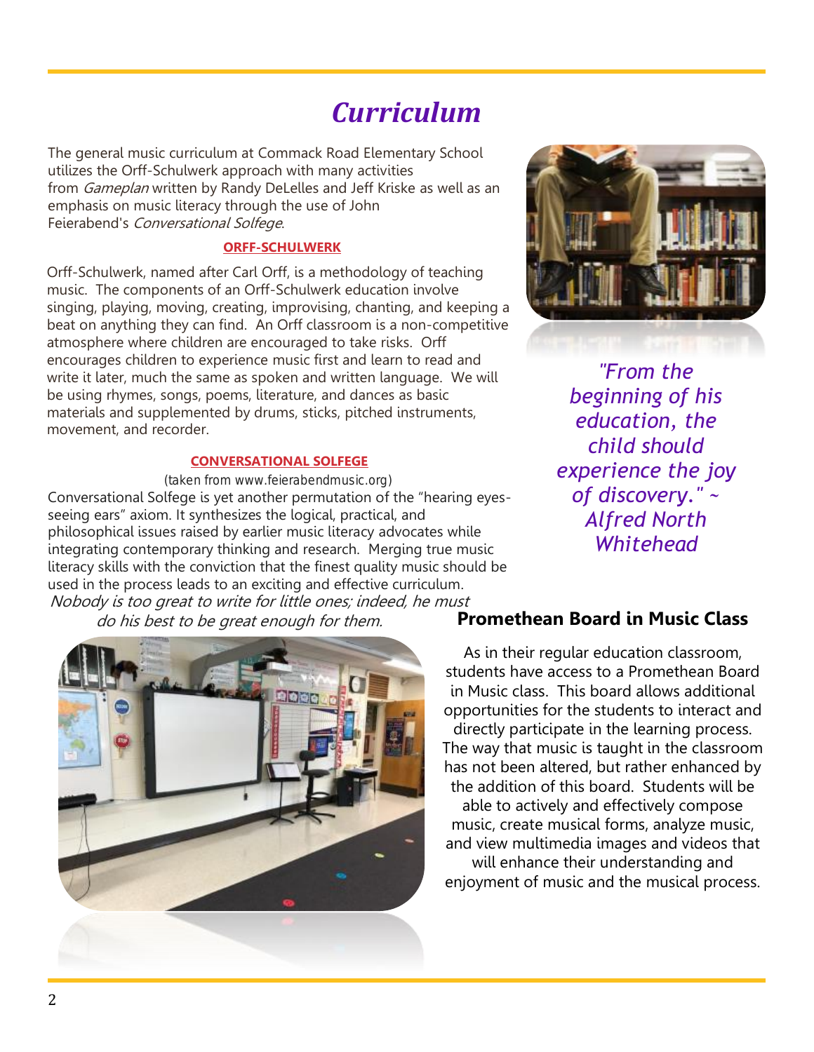# *Curriculum*

The general music curriculum at Commack Road Elementary School utilizes the Orff-Schulwerk approach with many activities from *Gameplan* written by Randy DeLelles and Jeff Kriske as well as an emphasis on music literacy through the use of John Feierabend's *Conversational Solfege*.

### ORFF-SCHULWERK

Orff-Schulwerk, named after Carl Orff, is a methodology of teaching music. The components of an Orff-Schulwerk education involve singing, playing, moving, creating, improvising, chanting, and keeping a beat on anything they can find. An Orff classroom is a non-competitive atmosphere where children are encouraged to take risks. Orff encourages children to experience music first and learn to read and write it later, much the same as spoken and written language. We will be using rhymes, songs, poems, literature, and dances as basic materials and supplemented by drums, sticks, pitched instruments, movement, and recorder.

### CONVERSATIONAL SOLFEGE

(taken from www.feierabendmusic.org)

Conversational Solfege is yet another permutation of the "hearing eyes-seeing ears" axiom. It synthesizes the logical, practical, and philosophical issues raised by earlier music literacy advocates while integrating contemporary thinking and research. Merging true music literacy skills with the conviction that the finest quality music should be used in the process leads to an exciting and effective curriculum.

*Nobody is too great to write for little ones; indeed, he must do his best to be great enough for them.*

*"From the beginning of his education, the child should experience the joy of discovery." ~ Alfred North Whitehead*

## Promethean Board in Music Class

As in their regular education classroom, students have access to a Promethean Board in Music class. This board allows additional opportunities for the students to interact and directly participate in the learning process. The way that music is taught in the classroom has not been altered, but rather enhanced by the addition of this board. Students will be able to actively and effectively compose music, create musical forms, analyze music, and view multimedia images and videos that will enhance their understanding and enjoyment of music and the musical process.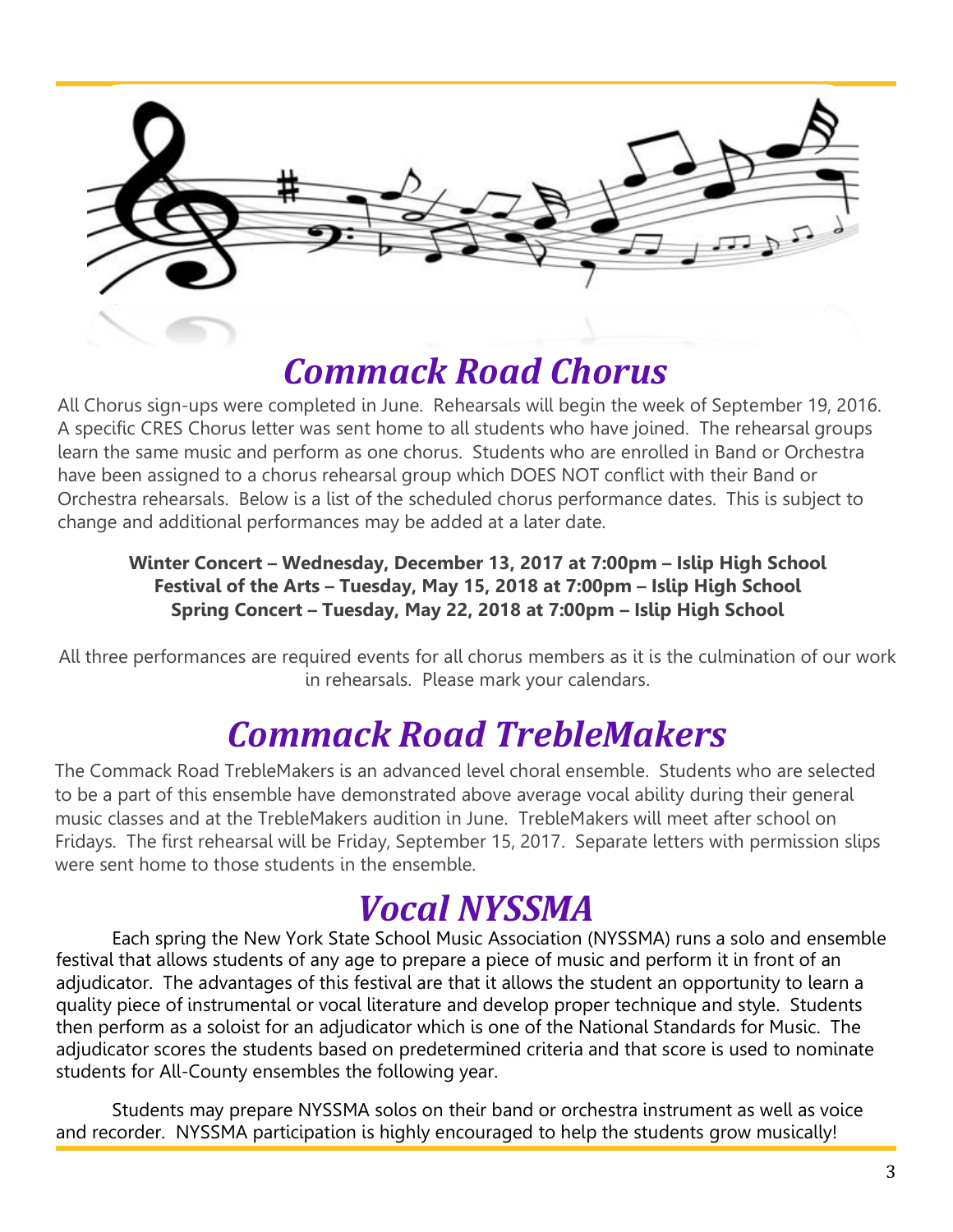# *Commack Road Chorus*

All Chorus sign-ups were completed in June. Rehearsals will begin the week of September 19, 2016. A specific CRES Chorus letter was sent home to all students who have joined. The rehearsal groups learn the same music and perform as one chorus. Students who are enrolled in Band or Orchestra have been assigned to a chorus rehearsal group which DOES NOT conflict with their Band or Orchestra rehearsals. Below is a list of the scheduled chorus performance dates. This is subject to change and additional performances may be added at a later date.

**Winter Concert – Wednesday, December 13, 2017 at 7:00pm – Islip High School**
**Festival of the Arts – Tuesday, May 15, 2018 at 7:00pm – Islip High School**
**Spring Concert – Tuesday, May 22, 2018 at 7:00pm – Islip High School**

All three performances are required events for all chorus members as it is the culmination of our work in rehearsals. Please mark your calendars.

# *Commack Road TrebleMakers*

The Commack Road TrebleMakers is an advanced level choral ensemble. Students who are selected to be a part of this ensemble have demonstrated above average vocal ability during their general music classes and at the TrebleMakers audition in June. TrebleMakers will meet after school on Fridays. The first rehearsal will be Friday, September 15, 2017. Separate letters with permission slips were sent home to those students in the ensemble.

# *Vocal NYSSMA*

Each spring the New York State School Music Association (NYSSMA) runs a solo and ensemble festival that allows students of any age to prepare a piece of music and perform it in front of an adjudicator. The advantages of this festival are that it allows the student an opportunity to learn a quality piece of instrumental or vocal literature and develop proper technique and style. Students then perform as a soloist for an adjudicator which is one of the National Standards for Music. The adjudicator scores the students based on predetermined criteria and that score is used to nominate students for All-County ensembles the following year.

Students may prepare NYSSMA solos on their band or orchestra instrument as well as voice and recorder. NYSSMA participation is highly encouraged to help the students grow musically!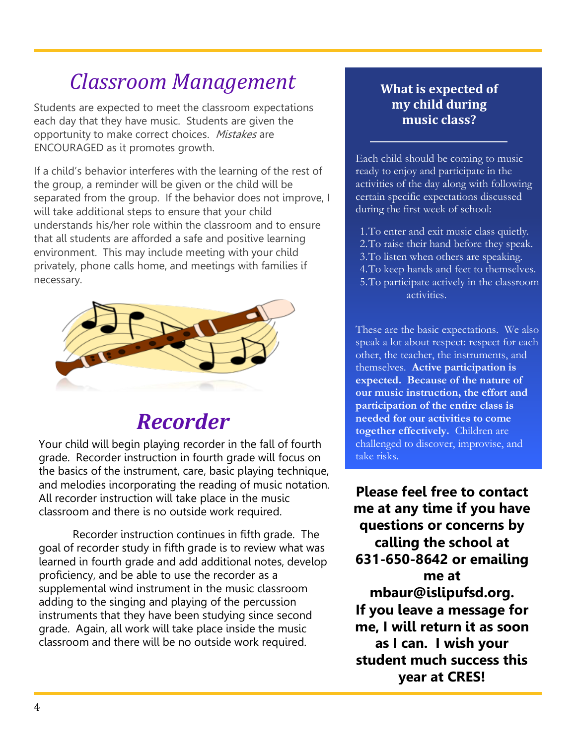# *Classroom Management*

Students are expected to meet the classroom expectations each day that they have music. Students are given the opportunity to make correct choices. *Mistakes* are ENCOURAGED as it promotes growth.

If a child's behavior interferes with the learning of the rest of the group, a reminder will be given or the child will be separated from the group. If the behavior does not improve, I will take additional steps to ensure that your child understands his/her role within the classroom and to ensure that all students are afforded a safe and positive learning environment. This may include meeting with your child privately, phone calls home, and meetings with families if necessary.

# ***Recorder***

Your child will begin playing recorder in the fall of fourth grade. Recorder instruction in fourth grade will focus on the basics of the instrument, care, basic playing technique, and melodies incorporating the reading of music notation. All recorder instruction will take place in the music classroom and there is no outside work required.

Recorder instruction continues in fifth grade. The goal of recorder study in fifth grade is to review what was learned in fourth grade and add additional notes, develop proficiency, and be able to use the recorder as a supplemental wind instrument in the music classroom adding to the singing and playing of the percussion instruments that they have been studying since second grade. Again, all work will take place inside the music classroom and there will be no outside work required.

### What is expected of my child during music class?

Each child should be coming to music ready to enjoy and participate in the activities of the day along with following certain specific expectations discussed during the first week of school:

1. To enter and exit music class quietly.
2. To raise their hand before they speak.
3. To listen when others are speaking.
4. To keep hands and feet to themselves.
5. To participate actively in the classroom activities.

These are the basic expectations. We also speak a lot about respect: respect for each other, the teacher, the instruments, and themselves. **Active participation is expected. Because of the nature of our music instruction, the effort and participation of the entire class is needed for our activities to come together effectively.** Children are challenged to discover, improvise, and take risks.

**Please feel free to contact me at any time if you have questions or concerns by calling the school at 631-650-8642 or emailing me at mbaur@islipufsd.org. If you leave a message for me, I will return it as soon as I can. I wish your student much success this year at CRES!**